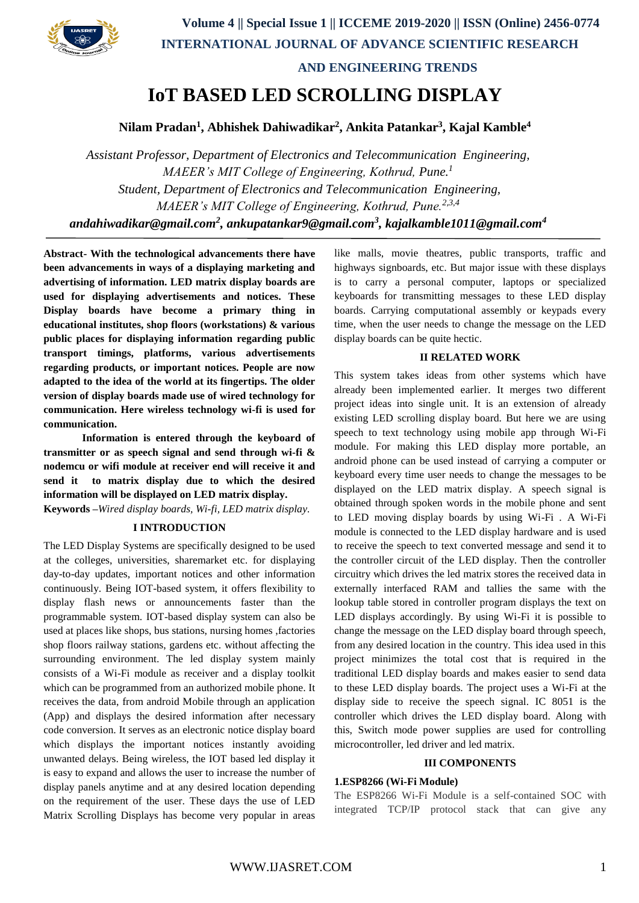# IoT BASED LED SCROLLING DISPLAY

**Nilam Pradan[1], Abhishek Dahiwadikar[2], Ankita Patankar[3], Kajal Kamble[4]**

*Assistant Professor, Department of Electronics and Telecommunication Engineering, MAEER's MIT College of Engineering, Kothrud, Pune.[1]*
*Student, Department of Electronics and Telecommunication Engineering, MAEER's MIT College of Engineering, Kothrud, Pune.[2,3,4]*
***andahiwadikar@gmail.com[2], ankupatankar9@gmail.com[3], kajalkamble1011@gmail.com[4]***

**Abstract- With the technological advancements there have been advancements in ways of a displaying marketing and advertising of information. LED matrix display boards are used for displaying advertisements and notices. These Display boards have become a primary thing in educational institutes, shop floors (workstations) & various public places for displaying information regarding public transport timings, platforms, various advertisements regarding products, or important notices. People are now adapted to the idea of the world at its fingertips. The older version of display boards made use of wired technology for communication. Here wireless technology wi-fi is used for communication.**

**Information is entered through the keyboard of transmitter or as speech signal and send through wi-fi & nodemcu or wifi module at receiver end will receive it and send it to matrix display due to which the desired information will be displayed on LED matrix display.**

**Keywords** *–Wired display boards, Wi-fi, LED matrix display.*

## I INTRODUCTION

The LED Display Systems are specifically designed to be used at the colleges, universities, sharemarket etc. for displaying day-to-day updates, important notices and other information continuously. Being IOT-based system, it offers flexibility to display flash news or announcements faster than the programmable system. IOT-based display system can also be used at places like shops, bus stations, nursing homes ,factories shop floors railway stations, gardens etc. without affecting the surrounding environment. The led display system mainly consists of a Wi-Fi module as receiver and a display toolkit which can be programmed from an authorized mobile phone. It receives the data, from android Mobile through an application (App) and displays the desired information after necessary code conversion. It serves as an electronic notice display board which displays the important notices instantly avoiding unwanted delays. Being wireless, the IOT based led display it is easy to expand and allows the user to increase the number of display panels anytime and at any desired location depending on the requirement of the user. These days the use of LED Matrix Scrolling Displays has become very popular in areas like malls, movie theatres, public transports, traffic and highways signboards, etc. But major issue with these displays is to carry a personal computer, laptops or specialized keyboards for transmitting messages to these LED display boards. Carrying computational assembly or keypads every time, when the user needs to change the message on the LED display boards can be quite hectic.

## II RELATED WORK

This system takes ideas from other systems which have already been implemented earlier. It merges two different project ideas into single unit. It is an extension of already existing LED scrolling display board. But here we are using speech to text technology using mobile app through Wi-Fi module. For making this LED display more portable, an android phone can be used instead of carrying a computer or keyboard every time user needs to change the messages to be displayed on the LED matrix display. A speech signal is obtained through spoken words in the mobile phone and sent to LED moving display boards by using Wi-Fi . A Wi-Fi module is connected to the LED display hardware and is used to receive the speech to text converted message and send it to the controller circuit of the LED display. Then the controller circuitry which drives the led matrix stores the received data in externally interfaced RAM and tallies the same with the lookup table stored in controller program displays the text on LED displays accordingly. By using Wi-Fi it is possible to change the message on the LED display board through speech, from any desired location in the country. This idea used in this project minimizes the total cost that is required in the traditional LED display boards and makes easier to send data to these LED display boards. The project uses a Wi-Fi at the display side to receive the speech signal. IC 8051 is the controller which drives the LED display board. Along with this, Switch mode power supplies are used for controlling microcontroller, led driver and led matrix.

## III COMPONENTS

### 1.ESP8266 (Wi-Fi Module)

The ESP8266 Wi-Fi Module is a self-contained SOC with integrated TCP/IP protocol stack that can give any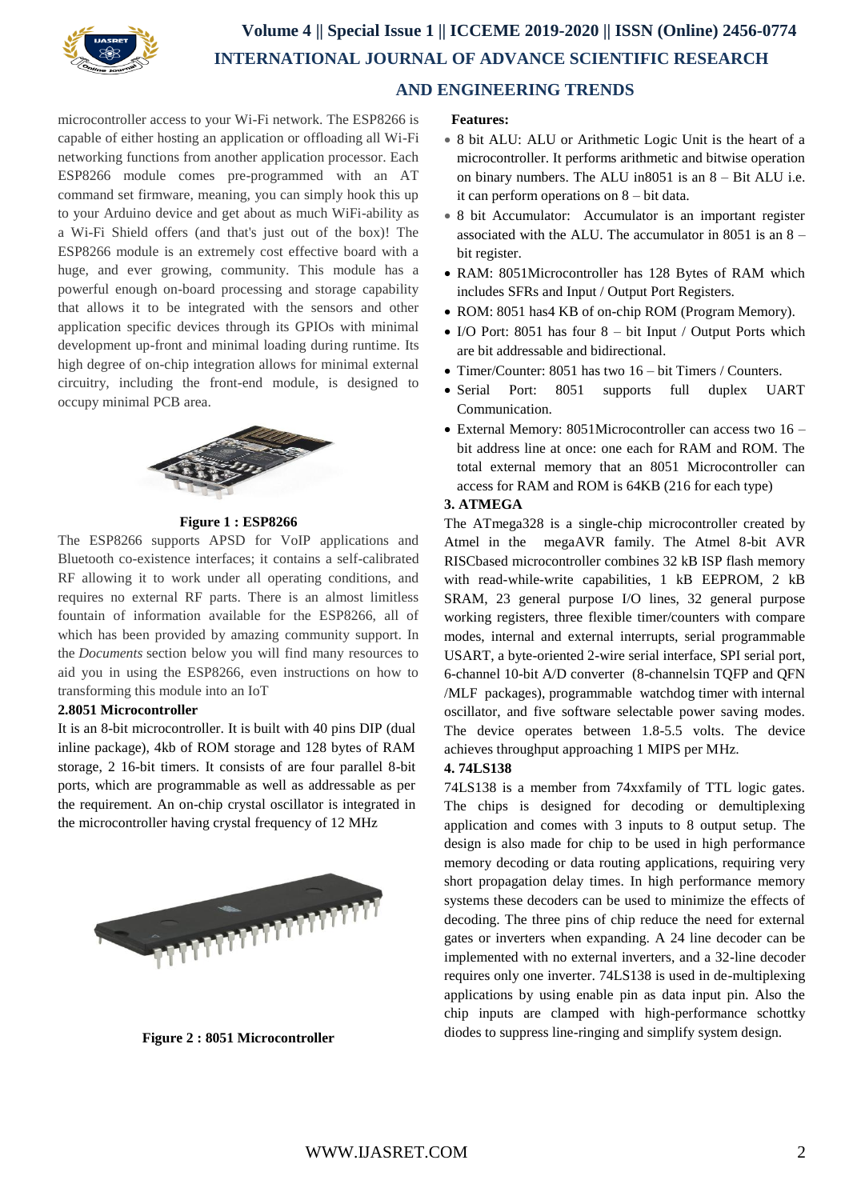microcontroller access to your Wi-Fi network. The ESP8266 is capable of either hosting an application or offloading all Wi-Fi networking functions from another application processor. Each ESP8266 module comes pre-programmed with an AT command set firmware, meaning, you can simply hook this up to your Arduino device and get about as much WiFi-ability as a Wi-Fi Shield offers (and that's just out of the box)! The ESP8266 module is an extremely cost effective board with a huge, and ever growing, community. This module has a powerful enough on-board processing and storage capability that allows it to be integrated with the sensors and other application specific devices through its GPIOs with minimal development up-front and minimal loading during runtime. Its high degree of on-chip integration allows for minimal external circuitry, including the front-end module, is designed to occupy minimal PCB area.

**Figure 1 : ESP8266**

The ESP8266 supports APSD for VoIP applications and Bluetooth co-existence interfaces; it contains a self-calibrated RF allowing it to work under all operating conditions, and requires no external RF parts. There is an almost limitless fountain of information available for the ESP8266, all of which has been provided by amazing community support. In the *Documents* section below you will find many resources to aid you in using the ESP8266, even instructions on how to transforming this module into an IoT

### 2.8051 Microcontroller

It is an 8-bit microcontroller. It is built with 40 pins DIP (dual inline package), 4kb of ROM storage and 128 bytes of RAM storage, 2 16-bit timers. It consists of are four parallel 8-bit ports, which are programmable as well as addressable as per the requirement. An on-chip crystal oscillator is integrated in the microcontroller having crystal frequency of 12 MHz

**Figure 2 : 8051 Microcontroller**

**Features:**

- 8 bit ALU: ALU or Arithmetic Logic Unit is the heart of a microcontroller. It performs arithmetic and bitwise operation on binary numbers. The ALU in8051 is an 8 – Bit ALU i.e. it can perform operations on 8 – bit data.
- 8 bit Accumulator: Accumulator is an important register associated with the ALU. The accumulator in 8051 is an 8 – bit register.
- RAM: 8051Microcontroller has 128 Bytes of RAM which includes SFRs and Input / Output Port Registers.
- ROM: 8051 has4 KB of on-chip ROM (Program Memory).
- I/O Port: 8051 has four 8 – bit Input / Output Ports which are bit addressable and bidirectional.
- Timer/Counter: 8051 has two 16 – bit Timers / Counters.
- Serial Port: 8051 supports full duplex UART Communication.
- External Memory: 8051Microcontroller can access two 16 – bit address line at once: one each for RAM and ROM. The total external memory that an 8051 Microcontroller can access for RAM and ROM is 64KB (216 for each type)

### 3. ATMEGA

The ATmega328 is a single-chip microcontroller created by Atmel in the megaAVR family. The Atmel 8-bit AVR RISCbased microcontroller combines 32 kB ISP flash memory with read-while-write capabilities, 1 kB EEPROM, 2 kB SRAM, 23 general purpose I/O lines, 32 general purpose working registers, three flexible timer/counters with compare modes, internal and external interrupts, serial programmable USART, a byte-oriented 2-wire serial interface, SPI serial port, 6-channel 10-bit A/D converter (8-channelsin TQFP and QFN /MLF packages), programmable watchdog timer with internal oscillator, and five software selectable power saving modes. The device operates between 1.8-5.5 volts. The device achieves throughput approaching 1 MIPS per MHz.

### 4. 74LS138

74LS138 is a member from 74xxfamily of TTL logic gates. The chips is designed for decoding or demultiplexing application and comes with 3 inputs to 8 output setup. The design is also made for chip to be used in high performance memory decoding or data routing applications, requiring very short propagation delay times. In high performance memory systems these decoders can be used to minimize the effects of decoding. The three pins of chip reduce the need for external gates or inverters when expanding. A 24 line decoder can be implemented with no external inverters, and a 32-line decoder requires only one inverter. 74LS138 is used in de-multiplexing applications by using enable pin as data input pin. Also the chip inputs are clamped with high-performance schottky diodes to suppress line-ringing and simplify system design.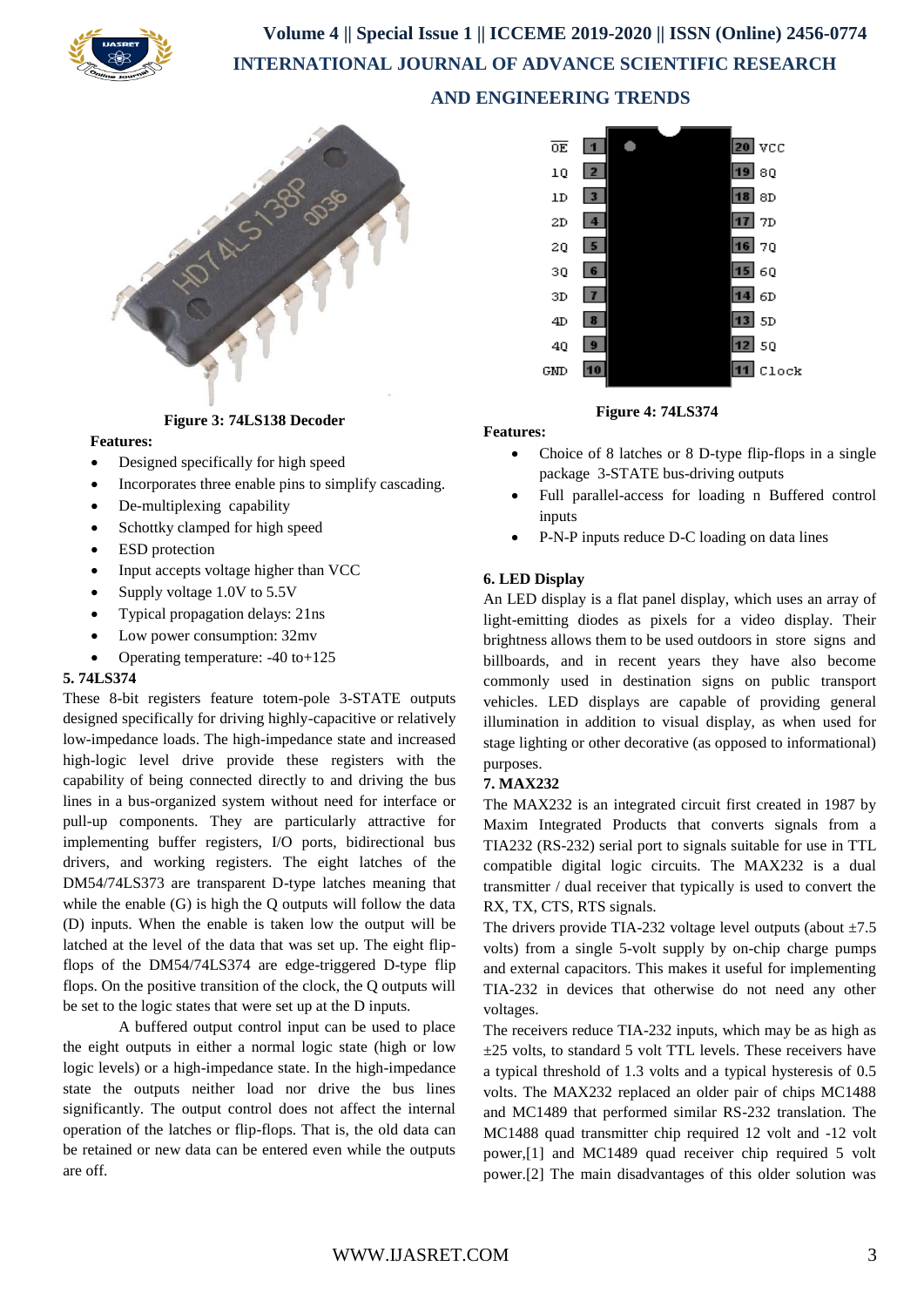**Figure 3: 74LS138 Decoder**

**Features:**

- Designed specifically for high speed
- Incorporates three enable pins to simplify cascading.
- De-multiplexing capability
- Schottky clamped for high speed
- ESD protection
- Input accepts voltage higher than VCC
- Supply voltage 1.0V to 5.5V
- Typical propagation delays: 21ns
- Low power consumption: 32mv
- Operating temperature: -40 to+125

**5. 74LS374**

These 8-bit registers feature totem-pole 3-STATE outputs designed specifically for driving highly-capacitive or relatively low-impedance loads. The high-impedance state and increased high-logic level drive provide these registers with the capability of being connected directly to and driving the bus lines in a bus-organized system without need for interface or pull-up components. They are particularly attractive for implementing buffer registers, I/O ports, bidirectional bus drivers, and working registers. The eight latches of the DM54/74LS373 are transparent D-type latches meaning that while the enable (G) is high the Q outputs will follow the data (D) inputs. When the enable is taken low the output will be latched at the level of the data that was set up. The eight flip-flops of the DM54/74LS374 are edge-triggered D-type flip flops. On the positive transition of the clock, the Q outputs will be set to the logic states that were set up at the D inputs.

A buffered output control input can be used to place the eight outputs in either a normal logic state (high or low logic levels) or a high-impedance state. In the high-impedance state the outputs neither load nor drive the bus lines significantly. The output control does not affect the internal operation of the latches or flip-flops. That is, the old data can be retained or new data can be entered even while the outputs are off.

**Figure 4: 74LS374**

**Features:**

- Choice of 8 latches or 8 D-type flip-flops in a single package 3-STATE bus-driving outputs
- Full parallel-access for loading n Buffered control inputs
- P-N-P inputs reduce D-C loading on data lines

**6. LED Display**

An LED display is a flat panel display, which uses an array of light-emitting diodes as pixels for a video display. Their brightness allows them to be used outdoors in store signs and billboards, and in recent years they have also become commonly used in destination signs on public transport vehicles. LED displays are capable of providing general illumination in addition to visual display, as when used for stage lighting or other decorative (as opposed to informational) purposes.

**7. MAX232**

The MAX232 is an integrated circuit first created in 1987 by Maxim Integrated Products that converts signals from a TIA232 (RS-232) serial port to signals suitable for use in TTL compatible digital logic circuits. The MAX232 is a dual transmitter / dual receiver that typically is used to convert the RX, TX, CTS, RTS signals.

The drivers provide TIA-232 voltage level outputs (about ±7.5 volts) from a single 5-volt supply by on-chip charge pumps and external capacitors. This makes it useful for implementing TIA-232 in devices that otherwise do not need any other voltages.

The receivers reduce TIA-232 inputs, which may be as high as ±25 volts, to standard 5 volt TTL levels. These receivers have a typical threshold of 1.3 volts and a typical hysteresis of 0.5 volts. The MAX232 replaced an older pair of chips MC1488 and MC1489 that performed similar RS-232 translation. The MC1488 quad transmitter chip required 12 volt and -12 volt power,[1] and MC1489 quad receiver chip required 5 volt power.[2] The main disadvantages of this older solution was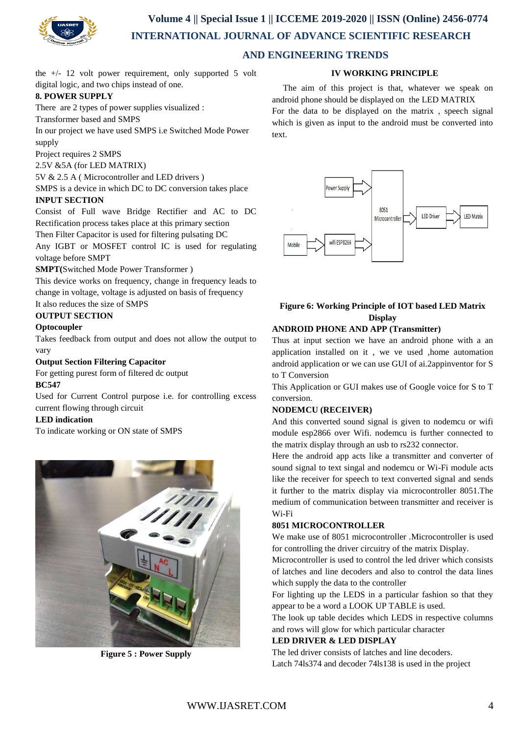the +/- 12 volt power requirement, only supported 5 volt digital logic, and two chips instead of one.

**8. POWER SUPPLY**

There are 2 types of power supplies visualized :

Transformer based and SMPS

In our project we have used SMPS i.e Switched Mode Power supply

Project requires 2 SMPS

2.5V &5A (for LED MATRIX)

5V & 2.5 A ( Microcontroller and LED drivers )

SMPS is a device in which DC to DC conversion takes place

**INPUT SECTION**

Consist of Full wave Bridge Rectifier and AC to DC Rectification process takes place at this primary section

Then Filter Capacitor is used for filtering pulsating DC

Any IGBT or MOSFET control IC is used for regulating voltage before SMPT

**SMPT(**Switched Mode Power Transformer )

This device works on frequency, change in frequency leads to change in voltage, voltage is adjusted on basis of frequency

It also reduces the size of SMPS

**OUTPUT SECTION**

**Optocoupler**

Takes feedback from output and does not allow the output to vary

**Output Section Filtering Capacitor**

For getting purest form of filtered dc output

**BC547**

Used for Current Control purpose i.e. for controlling excess current flowing through circuit

**LED indication**

To indicate working or ON state of SMPS

**Figure 5 : Power Supply**

**IV WORKING PRINCIPLE**

The aim of this project is that, whatever we speak on android phone should be displayed on the LED MATRIX

For the data to be displayed on the matrix , speech signal which is given as input to the android must be converted into text.

**Figure 6: Working Principle of IOT based LED Matrix Display**

**ANDROID PHONE AND APP (Transmitter)**

Thus at input section we have an android phone with a an application installed on it , we ve used ,home automation android application or we can use GUI of ai.2appinventor for S to T Conversion

This Application or GUI makes use of Google voice for S to T conversion.

**NODEMCU (RECEIVER)**

And this converted sound signal is given to nodemcu or wifi module esp2866 over Wifi. nodemcu is further connected to the matrix display through an usb to rs232 connector.

Here the android app acts like a transmitter and converter of sound signal to text singal and nodemcu or Wi-Fi module acts like the receiver for speech to text converted signal and sends it further to the matrix display via microcontroller 8051.The medium of communication between transmitter and receiver is Wi-Fi

**8051 MICROCONTROLLER**

We make use of 8051 microcontroller .Microcontroller is used for controlling the driver circuitry of the matrix Display.

Microcontroller is used to control the led driver which consists of latches and line decoders and also to control the data lines which supply the data to the controller

For lighting up the LEDS in a particular fashion so that they appear to be a word a LOOK UP TABLE is used.

The look up table decides which LEDS in respective columns and rows will glow for which particular character

**LED DRIVER & LED DISPLAY**

The led driver consists of latches and line decoders.

Latch 74ls374 and decoder 74ls138 is used in the project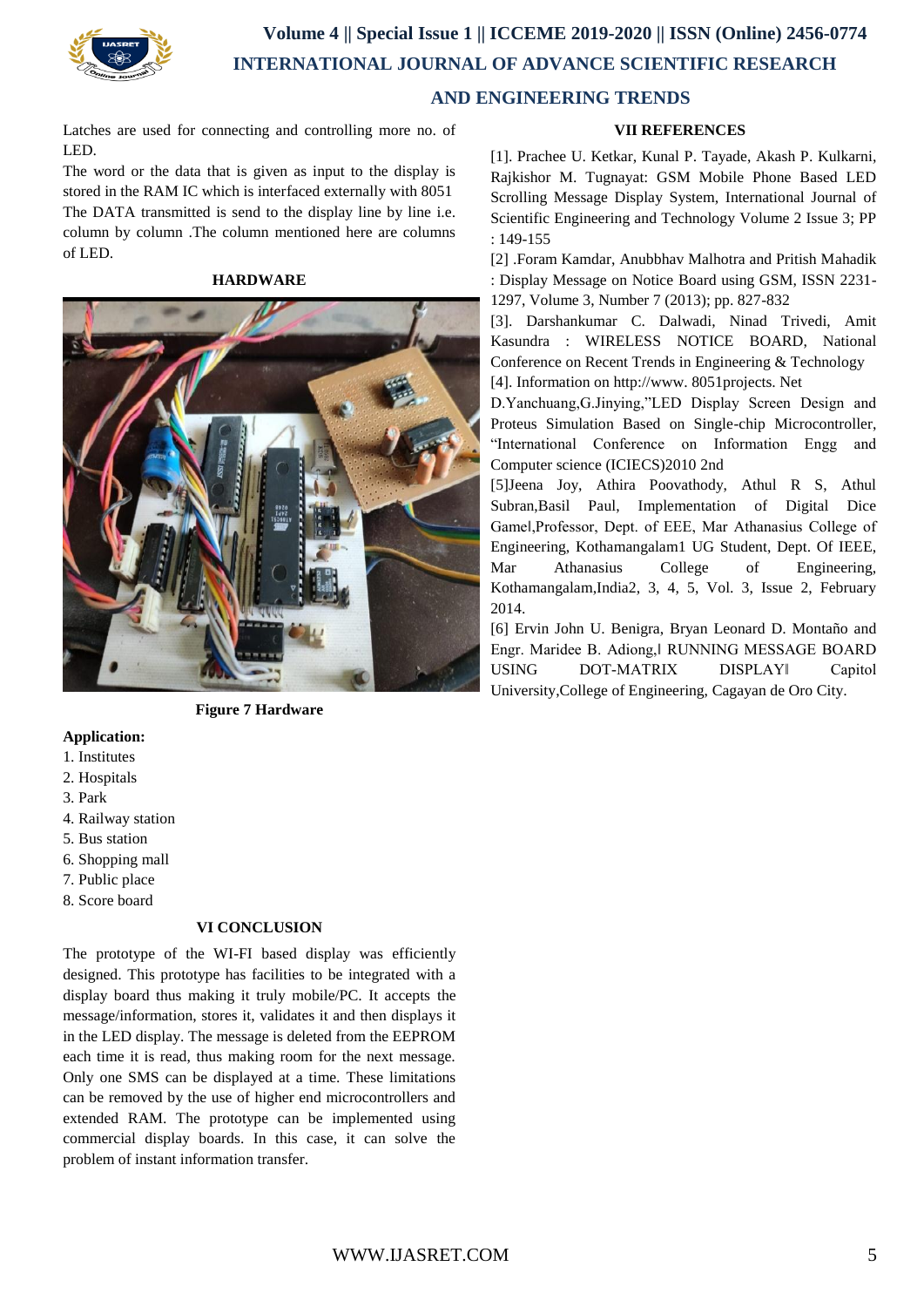Latches are used for connecting and controlling more no. of LED.

The word or the data that is given as input to the display is stored in the RAM IC which is interfaced externally with 8051 The DATA transmitted is send to the display line by line i.e. column by column .The column mentioned here are columns of LED.

### HARDWARE

Figure 7 Hardware

**Application:**

1. Institutes
2. Hospitals
3. Park
4. Railway station
5. Bus station
6. Shopping mall
7. Public place
8. Score board

## VI CONCLUSION

The prototype of the WI-FI based display was efficiently designed. This prototype has facilities to be integrated with a display board thus making it truly mobile/PC. It accepts the message/information, stores it, validates it and then displays it in the LED display. The message is deleted from the EEPROM each time it is read, thus making room for the next message. Only one SMS can be displayed at a time. These limitations can be removed by the use of higher end microcontrollers and extended RAM. The prototype can be implemented using commercial display boards. In this case, it can solve the problem of instant information transfer.

## VII REFERENCES

[1]. Prachee U. Ketkar, Kunal P. Tayade, Akash P. Kulkarni, Rajkishor M. Tugnayat: GSM Mobile Phone Based LED Scrolling Message Display System, International Journal of Scientific Engineering and Technology Volume 2 Issue 3; PP : 149-155

[2] .Foram Kamdar, Anubbhav Malhotra and Pritish Mahadik : Display Message on Notice Board using GSM, ISSN 2231-1297, Volume 3, Number 7 (2013); pp. 827-832

[3]. Darshankumar C. Dalwadi, Ninad Trivedi, Amit Kasundra : WIRELESS NOTICE BOARD, National Conference on Recent Trends in Engineering & Technology

[4]. Information on http://www. 8051projects. Net

D.Yanchuang,G.Jinying,"LED Display Screen Design and Proteus Simulation Based on Single-chip Microcontroller, "International Conference on Information Engg and Computer science (ICIECS)2010 2nd

[5]Jeena Joy, Athira Poovathody, Athul R S, Athul Subran,Basil Paul, Implementation of Digital Dice Gamel,Professor, Dept. of EEE, Mar Athanasius College of Engineering, Kothamangalam1 UG Student, Dept. Of IEEE, Mar Athanasius College of Engineering, Kothamangalam,India2, 3, 4, 5, Vol. 3, Issue 2, February 2014.

[6] Ervin John U. Benigra, Bryan Leonard D. Montaño and Engr. Maridee B. Adiong,‖ RUNNING MESSAGE BOARD USING DOT-MATRIX DISPLAY‖ Capitol University,College of Engineering, Cagayan de Oro City.